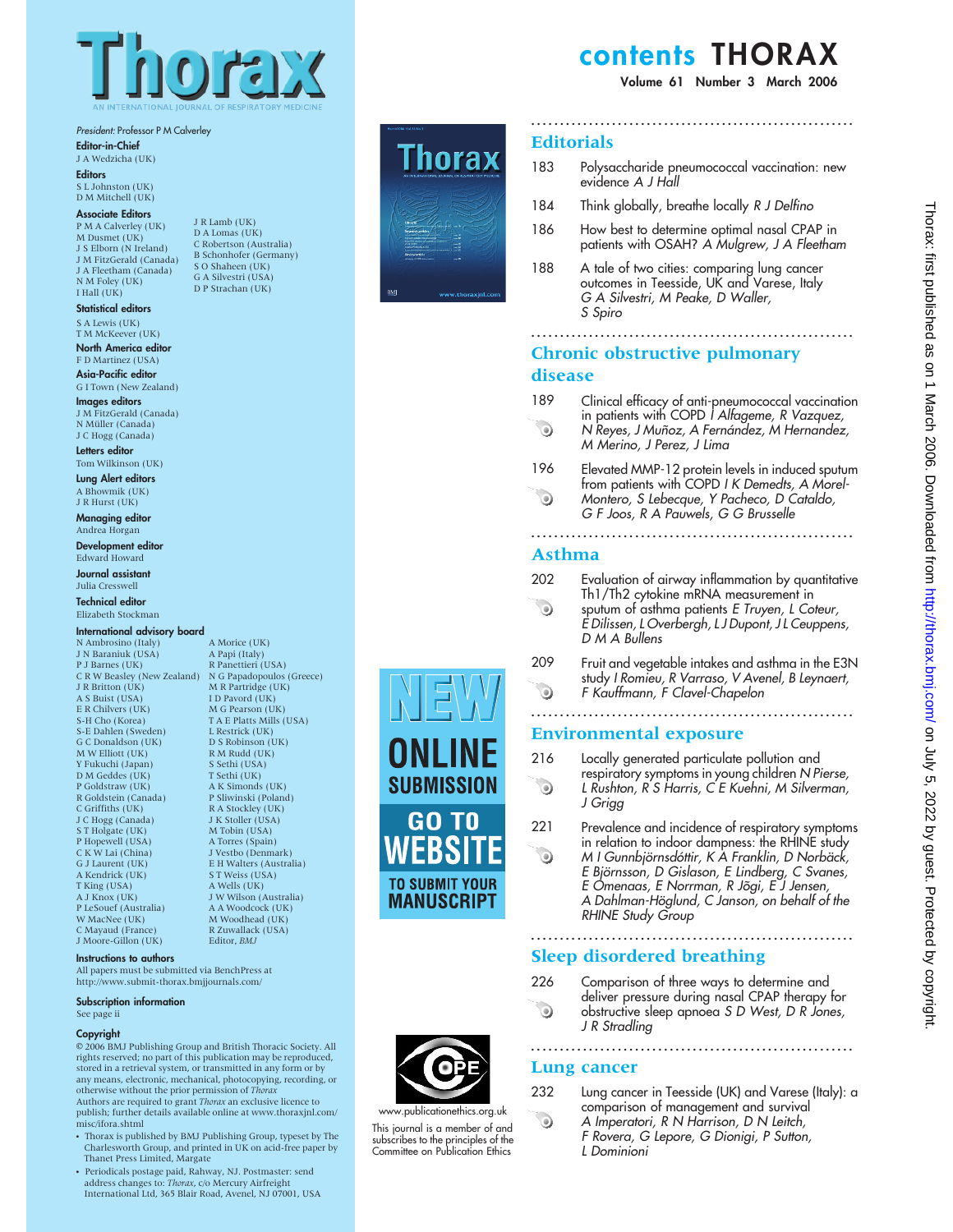# Thorax

AN INTERNATIONAL JOURNAL OF RESPIRATORY MEDICINE

*President:* Professor P M Calverley

**Editor-in-Chief**
J A Wedzicha (UK)

**Editors**
S L Johnston (UK)
D M Mitchell (UK)

**Associate Editors**
P M A Calverley (UK)
M Dusmet (UK)
J S Elborn (N Ireland)
J M FitzGerald (Canada)
J A Fleetham (Canada)
N M Foley (UK)
I Hall (UK)
J R Lamb (UK)
D A Lomas (UK)
C Robertson (Australia)
B Schonhofer (Germany)
S O Shaheen (UK)
G A Silvestri (USA)
D P Strachan (UK)

**Statistical editors**
S A Lewis (UK)
T M McKeever (UK)

**North America editor**
F D Martinez (USA)

**Asia-Pacific editor**
G I Town (New Zealand)

**Images editors**
J M FitzGerald (Canada)
N Müller (Canada)
J C Hogg (Canada)

**Letters editor**
Tom Wilkinson (UK)

**Lung Alert editors**
A Bhowmik (UK)
J R Hurst (UK)

**Managing editor**
Andrea Horgan

**Development editor**
Edward Howard

**Journal assistant**
Julia Cresswell

**Technical editor**
Elizabeth Stockman

**International advisory board**
N Ambrosino (Italy)
J N Baraniuk (USA)
P J Barnes (UK)
C R W Beasley (New Zealand)
J R Britton (UK)
A S Buist (USA)
E R Chilvers (UK)
S-H Cho (Korea)
S-E Dahlen (Sweden)
G C Donaldson (UK)
M W Elliott (UK)
Y Fukuchi (Japan)
D M Geddes (UK)
P Goldstraw (UK)
R Goldstein (Canada)
C Griffiths (UK)
J C Hogg (Canada)
S T Holgate (UK)
P Hopewell (USA)
C K W Lai (China)
G J Laurent (UK)
A Kendrick (UK)
T King (USA)
A J Knox (UK)
P LeSouef (Australia)
W MacNee (UK)
C Mayaud (France)
J Moore-Gillon (UK)
A Morice (UK)
A Papi (Italy)
R Panettieri (USA)
N G Papadopoulos (Greece)
M R Partridge (UK)
I D Pavord (UK)
M G Pearson (UK)
T A E Platts Mills (USA)
L Restrick (UK)
D S Robinson (UK)
R M Rudd (UK)
S Sethi (USA)
T Sethi (UK)
A K Simonds (UK)
P Sliwinski (Poland)
R A Stockley (UK)
J K Stoller (USA)
M Tobin (USA)
A Torres (Spain)
J Vestbo (Denmark)
E H Walters (Australia)
S T Weiss (USA)
A Wells (UK)
J W Wilson (Australia)
A A Woodcock (UK)
M Woodhead (UK)
R Zuwallack (USA)
Editor, *BMJ*

**Instructions to authors**
All papers must be submitted via BenchPress at http://www.submit-thorax.bmjjournals.com/

**Subscription information**
See page ii

**Copyright**
© 2006 BMJ Publishing Group and British Thoracic Society. All rights reserved; no part of this publication may be reproduced, stored in a retrieval system, or transmitted in any form or by any means, electronic, mechanical, photocopying, recording, or otherwise without the prior permission of *Thorax*
Authors are required to grant *Thorax* an exclusive licence to publish; further details available online at www.thoraxjnl.com/misc/ifora.shtml

- Thorax is published by BMJ Publishing Group, typeset by The Charlesworth Group, and printed in UK on acid-free paper by Thanet Press Limited, Margate
- Periodicals postage paid, Rahway, NJ. Postmaster: send address changes to: *Thorax*, c/o Mercury Airfreight International Ltd, 365 Blair Road, Avenel, NJ 07001, USA

NEW ONLINE SUBMISSION
GO TO WEBSITE
TO SUBMIT YOUR MANUSCRIPT

www.publicationethics.org.uk
This journal is a member of and subscribes to the principles of the Committee on Publication Ethics

# contents THORAX

## Editorials

183 Polysaccharide pneumococcal vaccination: new evidence *A J Hall*

184 Think globally, breathe locally *R J Delfino*

186 How best to determine optimal nasal CPAP in patients with OSAH? *A Mulgrew, J A Fleetham*

188 A tale of two cities: comparing lung cancer outcomes in Teesside, UK and Varese, Italy *G A Silvestri, M Peake, D Waller, S Spiro*

## Chronic obstructive pulmonary disease

189 Clinical efficacy of anti-pneumococcal vaccination in patients with COPD *I Alfageme, R Vazquez, N Reyes, J Muñoz, A Fernández, M Hernandez, M Merino, J Perez, J Lima*

196 Elevated MMP-12 protein levels in induced sputum from patients with COPD *I K Demedts, A Morel-Montero, S Lebecque, Y Pacheco, D Cataldo, G F Joos, R A Pauwels, G G Brusselle*

## Asthma

202 Evaluation of airway inflammation by quantitative Th1/Th2 cytokine mRNA measurement in sputum of asthma patients *E Truyen, L Coteur, E Dilissen, L Overbergh, L J Dupont, J L Ceuppens, D M A Bullens*

209 Fruit and vegetable intakes and asthma in the E3N study *I Romieu, R Varraso, V Avenel, B Leynaert, F Kauffmann, F Clavel-Chapelon*

## Environmental exposure

216 Locally generated particulate pollution and respiratory symptoms in young children *N Pierse, L Rushton, R S Harris, C E Kuehni, M Silverman, J Grigg*

221 Prevalence and incidence of respiratory symptoms in relation to indoor dampness: the RHINE study *M I Gunnbjörnsdóttir, K A Franklin, D Norbäck, E Björnsson, D Gislason, E Lindberg, C Svanes, E Omenaas, E Norrman, R Jõgi, E J Jensen, A Dahlman-Höglund, C Janson, on behalf of the RHINE Study Group*

## Sleep disordered breathing

226 Comparison of three ways to determine and deliver pressure during nasal CPAP therapy for obstructive sleep apnoea *S D West, D R Jones, J R Stradling*

## Lung cancer

232 Lung cancer in Teesside (UK) and Varese (Italy): a comparison of management and survival *A Imperatori, R N Harrison, D N Leitch, F Rovera, G Lepore, G Dionigi, P Sutton, L Dominioni*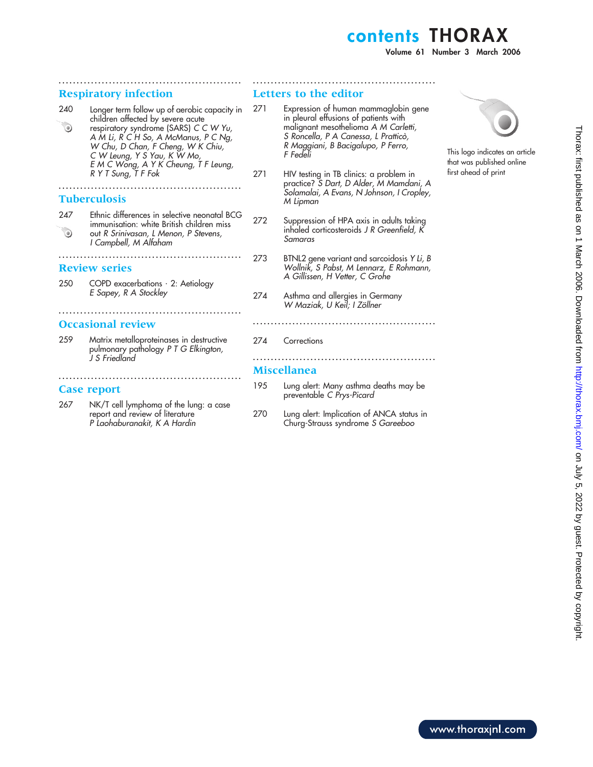# contents THORAX

Volume 61 Number 3 March 2006

## Respiratory infection

240 Longer term follow up of aerobic capacity in children affected by severe acute respiratory syndrome (SARS) *C C W Yu, A M Li, R C H So, A McManus, P C Ng, W Chu, D Chan, F Cheng, W K Chiu, C W Leung, Y S Yau, K W Mo, E M C Wong, A Y K Cheung, T F Leung, R Y T Sung, T F Fok*

## Tuberculosis

247 Ethnic differences in selective neonatal BCG immunisation: white British children miss out *R Srinivasan, L Menon, P Stevens, I Campbell, M Alfaham*

## Review series

250 COPD exacerbations · 2: Aetiology *E Sapey, R A Stockley*

## Occasional review

259 Matrix metalloproteinases in destructive pulmonary pathology *P T G Elkington, J S Friedland*

## Case report

267 NK/T cell lymphoma of the lung: a case report and review of literature *P Laohaburanakit, K A Hardin*

## Letters to the editor

271 Expression of human mammaglobin gene in pleural effusions of patients with malignant mesothelioma *A M Carletti, S Roncella, P A Canessa, L Prատicò, R Maggiani, B Bacigalupo, P Ferro, F Fedeli*

271 HIV testing in TB clinics: a problem in practice? *S Dart, D Alder, M Mamdani, A Solamalai, A Evans, N Johnson, I Cropley, M Lipman*

272 Suppression of HPA axis in adults taking inhaled corticosteroids *J R Greenfield, K Samaras*

273 BTNL2 gene variant and sarcoidosis *Y Li, B Wollnik, S Pabst, M Lennarz, E Rohmann, A Gillissen, H Vetter, C Grohe*

274 Asthma and allergies in Germany *W Maziak, U Keil; I Zöllner*

274 Corrections

## Miscellanea

195 Lung alert: Many asthma deaths may be preventable *C Prys-Picard*

270 Lung alert: Implication of ANCA status in Churg-Strauss syndrome *S Gareeboo*

This logo indicates an article that was published online first ahead of print

www.thoraxjnl.com